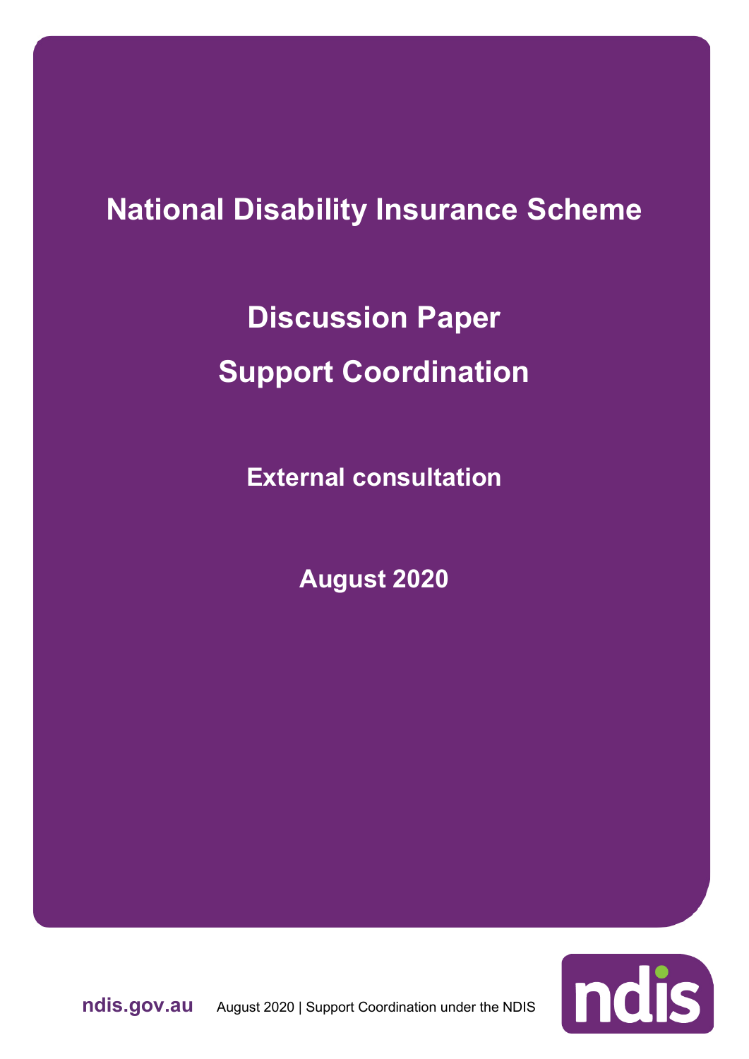# National Disability Insurance Scheme

## Discussion Paper

## Support Coordination

### External consultation

### August 2020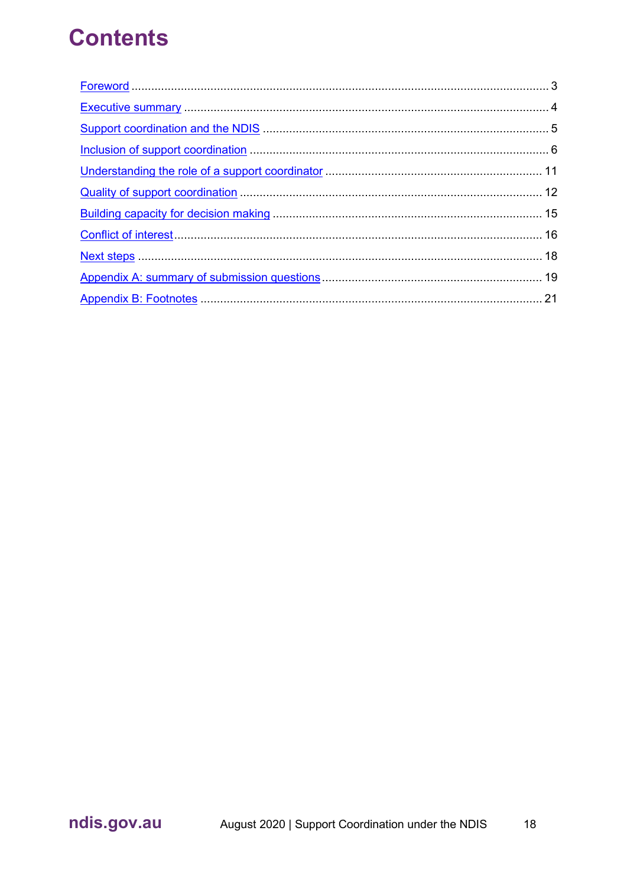# Contents

- Foreword ........ 3
- Executive summary ........ 4
- Support coordination and the NDIS ........ 5
- Inclusion of support coordination ........ 6
- Understanding the role of a support coordinator ........ 11
- Quality of support coordination ........ 12
- Building capacity for decision making ........ 15
- Conflict of interest ........ 16
- Next steps ........ 18
- Appendix A: summary of submission questions ........ 19
- Appendix B: Footnotes ........ 21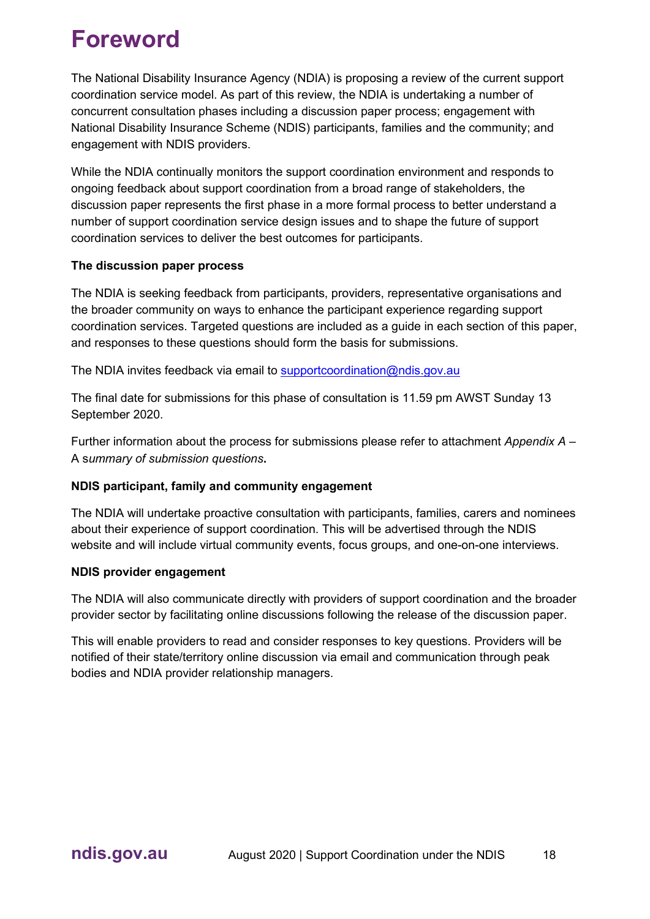# Foreword

The National Disability Insurance Agency (NDIA) is proposing a review of the current support coordination service model. As part of this review, the NDIA is undertaking a number of concurrent consultation phases including a discussion paper process; engagement with National Disability Insurance Scheme (NDIS) participants, families and the community; and engagement with NDIS providers.

While the NDIA continually monitors the support coordination environment and responds to ongoing feedback about support coordination from a broad range of stakeholders, the discussion paper represents the first phase in a more formal process to better understand a number of support coordination service design issues and to shape the future of support coordination services to deliver the best outcomes for participants.

**The discussion paper process**

The NDIA is seeking feedback from participants, providers, representative organisations and the broader community on ways to enhance the participant experience regarding support coordination services. Targeted questions are included as a guide in each section of this paper, and responses to these questions should form the basis for submissions.

The NDIA invites feedback via email to [supportcoordination@ndis.gov.au](mailto:supportcoordination@ndis.gov.au)

The final date for submissions for this phase of consultation is 11.59 pm AWST Sunday 13 September 2020.

Further information about the process for submissions please refer to attachment *Appendix A* – A s*ummary of submission questions***.**

**NDIS participant, family and community engagement**

The NDIA will undertake proactive consultation with participants, families, carers and nominees about their experience of support coordination. This will be advertised through the NDIS website and will include virtual community events, focus groups, and one-on-one interviews.

**NDIS provider engagement**

The NDIA will also communicate directly with providers of support coordination and the broader provider sector by facilitating online discussions following the release of the discussion paper.

This will enable providers to read and consider responses to key questions. Providers will be notified of their state/territory online discussion via email and communication through peak bodies and NDIA provider relationship managers.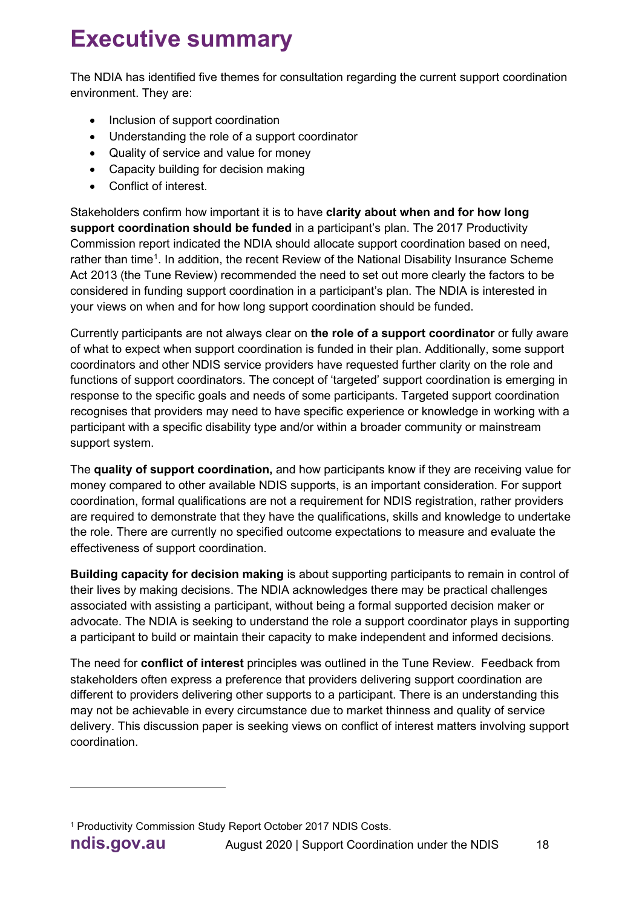# Executive summary

The NDIA has identified five themes for consultation regarding the current support coordination environment. They are:

- Inclusion of support coordination
- Understanding the role of a support coordinator
- Quality of service and value for money
- Capacity building for decision making
- Conflict of interest.

Stakeholders confirm how important it is to have **clarity about when and for how long support coordination should be funded** in a participant's plan. The 2017 Productivity Commission report indicated the NDIA should allocate support coordination based on need, rather than time[1]. In addition, the recent Review of the National Disability Insurance Scheme Act 2013 (the Tune Review) recommended the need to set out more clearly the factors to be considered in funding support coordination in a participant's plan. The NDIA is interested in your views on when and for how long support coordination should be funded.

Currently participants are not always clear on **the role of a support coordinator** or fully aware of what to expect when support coordination is funded in their plan. Additionally, some support coordinators and other NDIS service providers have requested further clarity on the role and functions of support coordinators. The concept of 'targeted' support coordination is emerging in response to the specific goals and needs of some participants. Targeted support coordination recognises that providers may need to have specific experience or knowledge in working with a participant with a specific disability type and/or within a broader community or mainstream support system.

The **quality of support coordination,** and how participants know if they are receiving value for money compared to other available NDIS supports, is an important consideration. For support coordination, formal qualifications are not a requirement for NDIS registration, rather providers are required to demonstrate that they have the qualifications, skills and knowledge to undertake the role. There are currently no specified outcome expectations to measure and evaluate the effectiveness of support coordination.

**Building capacity for decision making** is about supporting participants to remain in control of their lives by making decisions. The NDIA acknowledges there may be practical challenges associated with assisting a participant, without being a formal supported decision maker or advocate. The NDIA is seeking to understand the role a support coordinator plays in supporting a participant to build or maintain their capacity to make independent and informed decisions.

The need for **conflict of interest** principles was outlined in the Tune Review. Feedback from stakeholders often express a preference that providers delivering support coordination are different to providers delivering other supports to a participant. There is an understanding this may not be achievable in every circumstance due to market thinness and quality of service delivery. This discussion paper is seeking views on conflict of interest matters involving support coordination.

---

[1] Productivity Commission Study Report October 2017 NDIS Costs.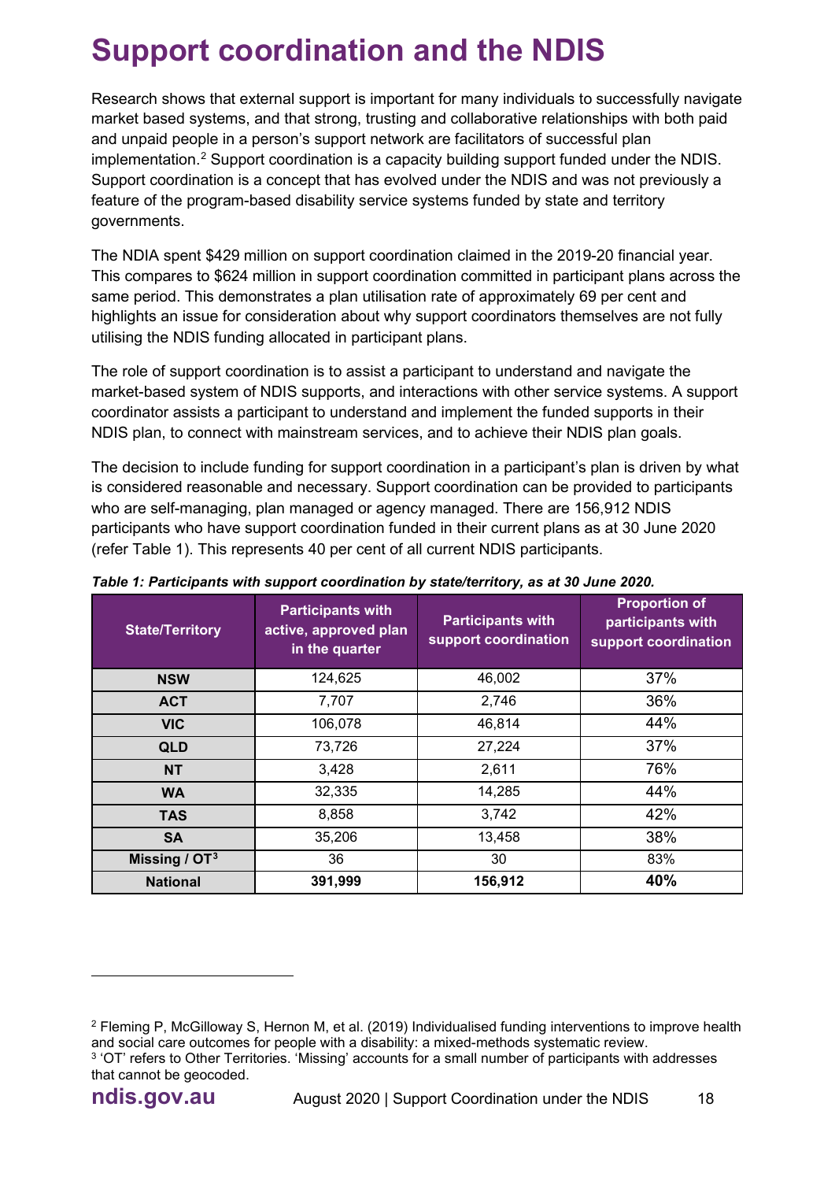# Support coordination and the NDIS

Research shows that external support is important for many individuals to successfully navigate market based systems, and that strong, trusting and collaborative relationships with both paid and unpaid people in a person's support network are facilitators of successful plan implementation.[2] Support coordination is a capacity building support funded under the NDIS. Support coordination is a concept that has evolved under the NDIS and was not previously a feature of the program-based disability service systems funded by state and territory governments.

The NDIA spent $429 million on support coordination claimed in the 2019-20 financial year. This compares to $624 million in support coordination committed in participant plans across the same period. This demonstrates a plan utilisation rate of approximately 69 per cent and highlights an issue for consideration about why support coordinators themselves are not fully utilising the NDIS funding allocated in participant plans.

The role of support coordination is to assist a participant to understand and navigate the market-based system of NDIS supports, and interactions with other service systems. A support coordinator assists a participant to understand and implement the funded supports in their NDIS plan, to connect with mainstream services, and to achieve their NDIS plan goals.

The decision to include funding for support coordination in a participant's plan is driven by what is considered reasonable and necessary. Support coordination can be provided to participants who are self-managing, plan managed or agency managed. There are 156,912 NDIS participants who have support coordination funded in their current plans as at 30 June 2020 (refer Table 1). This represents 40 per cent of all current NDIS participants.

***Table 1: Participants with support coordination by state/territory, as at 30 June 2020.***

| State/Territory | Participants with active, approved plan in the quarter | Participants with support coordination | Proportion of participants with support coordination |
|---|---|---|---|
| **NSW** | 124,625 | 46,002 | 37% |
| **ACT** | 7,707 | 2,746 | 36% |
| **VIC** | 106,078 | 46,814 | 44% |
| **QLD** | 73,726 | 27,224 | 37% |
| **NT** | 3,428 | 2,611 | 76% |
| **WA** | 32,335 | 14,285 | 44% |
| **TAS** | 8,858 | 3,742 | 42% |
| **SA** | 35,206 | 13,458 | 38% |
| **Missing / OT[3]** | 36 | 30 | 83% |
| **National** | **391,999** | **156,912** | **40%** |

[2] Fleming P, McGilloway S, Hernon M, et al. (2019) Individualised funding interventions to improve health and social care outcomes for people with a disability: a mixed-methods systematic review.

[3] 'OT' refers to Other Territories. 'Missing' accounts for a small number of participants with addresses that cannot be geocoded.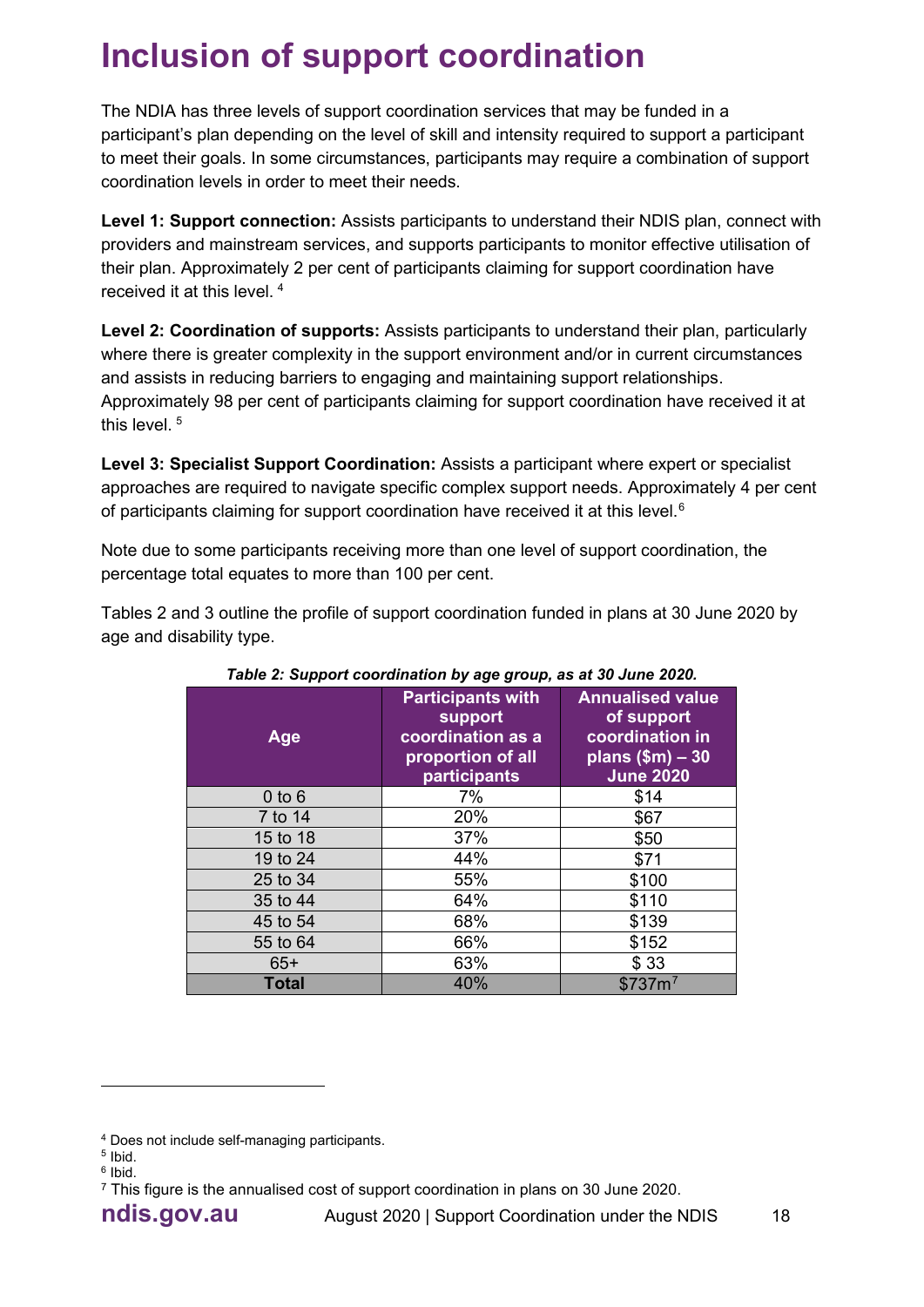# Inclusion of support coordination

The NDIA has three levels of support coordination services that may be funded in a participant's plan depending on the level of skill and intensity required to support a participant to meet their goals. In some circumstances, participants may require a combination of support coordination levels in order to meet their needs.

**Level 1: Support connection:** Assists participants to understand their NDIS plan, connect with providers and mainstream services, and supports participants to monitor effective utilisation of their plan. Approximately 2 per cent of participants claiming for support coordination have received it at this level. [4]

**Level 2: Coordination of supports:** Assists participants to understand their plan, particularly where there is greater complexity in the support environment and/or in current circumstances and assists in reducing barriers to engaging and maintaining support relationships. Approximately 98 per cent of participants claiming for support coordination have received it at this level. [5]

**Level 3: Specialist Support Coordination:** Assists a participant where expert or specialist approaches are required to navigate specific complex support needs. Approximately 4 per cent of participants claiming for support coordination have received it at this level.[6]

Note due to some participants receiving more than one level of support coordination, the percentage total equates to more than 100 per cent.

Tables 2 and 3 outline the profile of support coordination funded in plans at 30 June 2020 by age and disability type.

*Table 2: Support coordination by age group, as at 30 June 2020.*

| Age | Participants with support coordination as a proportion of all participants | Annualised value of support coordination in plans ($m) – 30 June 2020 |
|---|---|---|
| 0 to 6 | 7% | $14 |
| 7 to 14 | 20% | $67 |
| 15 to 18 | 37% | $50 |
| 19 to 24 | 44% | $71 |
| 25 to 34 | 55% | $100 |
| 35 to 44 | 64% | $110 |
| 45 to 54 | 68% | $139 |
| 55 to 64 | 66% | $152 |
| 65+ | 63% | $ 33 |
| **Total** | 40% | $737m[7] |

[4] Does not include self-managing participants.
[5] Ibid.
[6] Ibid.
[7] This figure is the annualised cost of support coordination in plans on 30 June 2020.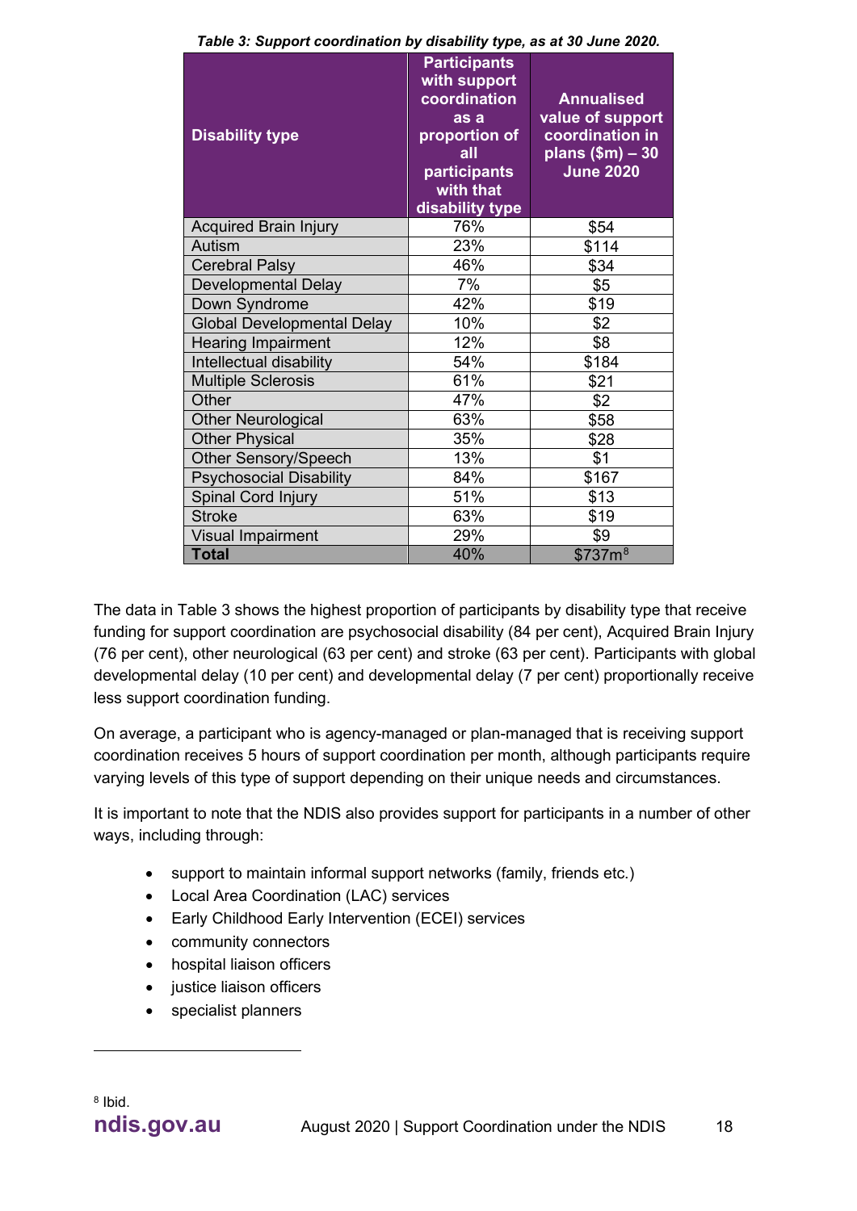*Table 3: Support coordination by disability type, as at 30 June 2020.*

| Disability type | Participants with support coordination as a proportion of all participants with that disability type | Annualised value of support coordination in plans ($m) – 30 June 2020 |
|---|---|---|
| Acquired Brain Injury | 76% | $54 |
| Autism | 23% | $114 |
| Cerebral Palsy | 46% | $34 |
| Developmental Delay | 7% | $5 |
| Down Syndrome | 42% | $19 |
| Global Developmental Delay | 10% | $2 |
| Hearing Impairment | 12% | $8 |
| Intellectual disability | 54% | $184 |
| Multiple Sclerosis | 61% | $21 |
| Other | 47% | $2 |
| Other Neurological | 63% | $58 |
| Other Physical | 35% | $28 |
| Other Sensory/Speech | 13% | $1 |
| Psychosocial Disability | 84% | $167 |
| Spinal Cord Injury | 51% | $13 |
| Stroke | 63% | $19 |
| Visual Impairment | 29% | $9 |
| **Total** | 40% | $737m[8] |

The data in Table 3 shows the highest proportion of participants by disability type that receive funding for support coordination are psychosocial disability (84 per cent), Acquired Brain Injury (76 per cent), other neurological (63 per cent) and stroke (63 per cent). Participants with global developmental delay (10 per cent) and developmental delay (7 per cent) proportionally receive less support coordination funding.

On average, a participant who is agency-managed or plan-managed that is receiving support coordination receives 5 hours of support coordination per month, although participants require varying levels of this type of support depending on their unique needs and circumstances.

It is important to note that the NDIS also provides support for participants in a number of other ways, including through:

- support to maintain informal support networks (family, friends etc.)
- Local Area Coordination (LAC) services
- Early Childhood Early Intervention (ECEI) services
- community connectors
- hospital liaison officers
- justice liaison officers
- specialist planners

[8] Ibid.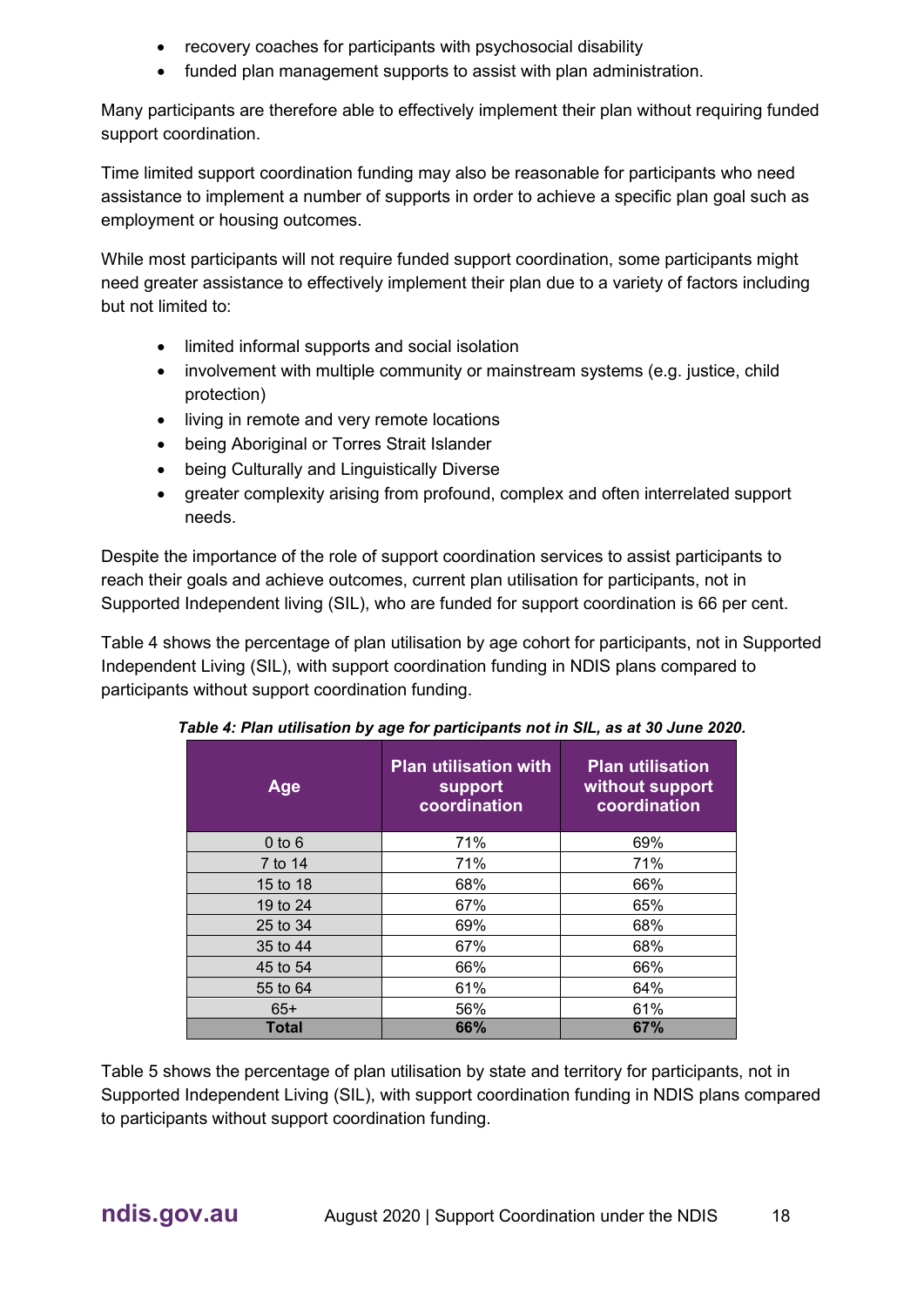- recovery coaches for participants with psychosocial disability
- funded plan management supports to assist with plan administration.

Many participants are therefore able to effectively implement their plan without requiring funded support coordination.

Time limited support coordination funding may also be reasonable for participants who need assistance to implement a number of supports in order to achieve a specific plan goal such as employment or housing outcomes.

While most participants will not require funded support coordination, some participants might need greater assistance to effectively implement their plan due to a variety of factors including but not limited to:

- limited informal supports and social isolation
- involvement with multiple community or mainstream systems (e.g. justice, child protection)
- living in remote and very remote locations
- being Aboriginal or Torres Strait Islander
- being Culturally and Linguistically Diverse
- greater complexity arising from profound, complex and often interrelated support needs.

Despite the importance of the role of support coordination services to assist participants to reach their goals and achieve outcomes, current plan utilisation for participants, not in Supported Independent living (SIL), who are funded for support coordination is 66 per cent.

Table 4 shows the percentage of plan utilisation by age cohort for participants, not in Supported Independent Living (SIL), with support coordination funding in NDIS plans compared to participants without support coordination funding.

***Table 4: Plan utilisation by age for participants not in SIL, as at 30 June 2020.***

| Age | Plan utilisation with support coordination | Plan utilisation without support coordination |
|---|---|---|
| 0 to 6 | 71% | 69% |
| 7 to 14 | 71% | 71% |
| 15 to 18 | 68% | 66% |
| 19 to 24 | 67% | 65% |
| 25 to 34 | 69% | 68% |
| 35 to 44 | 67% | 68% |
| 45 to 54 | 66% | 66% |
| 55 to 64 | 61% | 64% |
| 65+ | 56% | 61% |
| **Total** | **66%** | **67%** |

Table 5 shows the percentage of plan utilisation by state and territory for participants, not in Supported Independent Living (SIL), with support coordination funding in NDIS plans compared to participants without support coordination funding.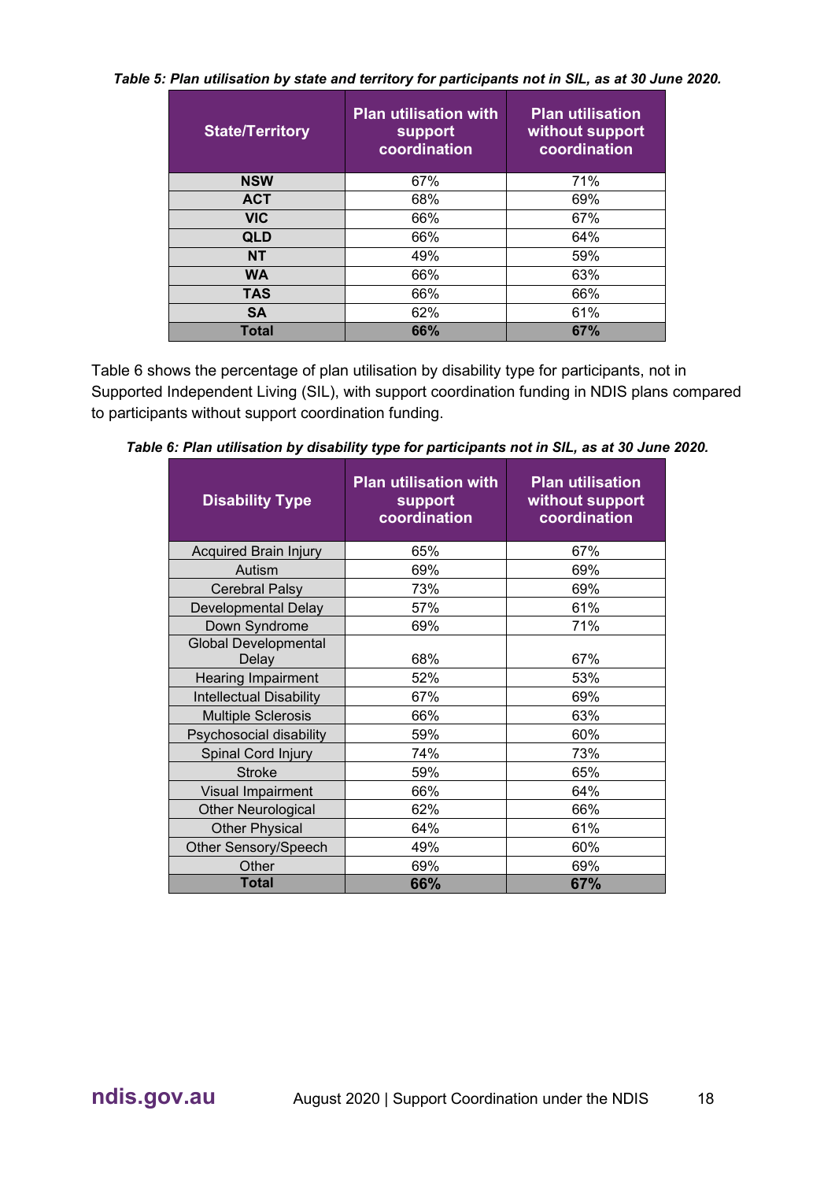*Table 5: Plan utilisation by state and territory for participants not in SIL, as at 30 June 2020.*

| State/Territory | Plan utilisation with support coordination | Plan utilisation without support coordination |
|---|---|---|
| NSW | 67% | 71% |
| ACT | 68% | 69% |
| VIC | 66% | 67% |
| QLD | 66% | 64% |
| NT | 49% | 59% |
| WA | 66% | 63% |
| TAS | 66% | 66% |
| SA | 62% | 61% |
| **Total** | **66%** | **67%** |

Table 6 shows the percentage of plan utilisation by disability type for participants, not in Supported Independent Living (SIL), with support coordination funding in NDIS plans compared to participants without support coordination funding.

*Table 6: Plan utilisation by disability type for participants not in SIL, as at 30 June 2020.*

| Disability Type | Plan utilisation with support coordination | Plan utilisation without support coordination |
|---|---|---|
| Acquired Brain Injury | 65% | 67% |
| Autism | 69% | 69% |
| Cerebral Palsy | 73% | 69% |
| Developmental Delay | 57% | 61% |
| Down Syndrome | 69% | 71% |
| Global Developmental Delay | 68% | 67% |
| Hearing Impairment | 52% | 53% |
| Intellectual Disability | 67% | 69% |
| Multiple Sclerosis | 66% | 63% |
| Psychosocial disability | 59% | 60% |
| Spinal Cord Injury | 74% | 73% |
| Stroke | 59% | 65% |
| Visual Impairment | 66% | 64% |
| Other Neurological | 62% | 66% |
| Other Physical | 64% | 61% |
| Other Sensory/Speech | 49% | 60% |
| Other | 69% | 69% |
| **Total** | **66%** | **67%** |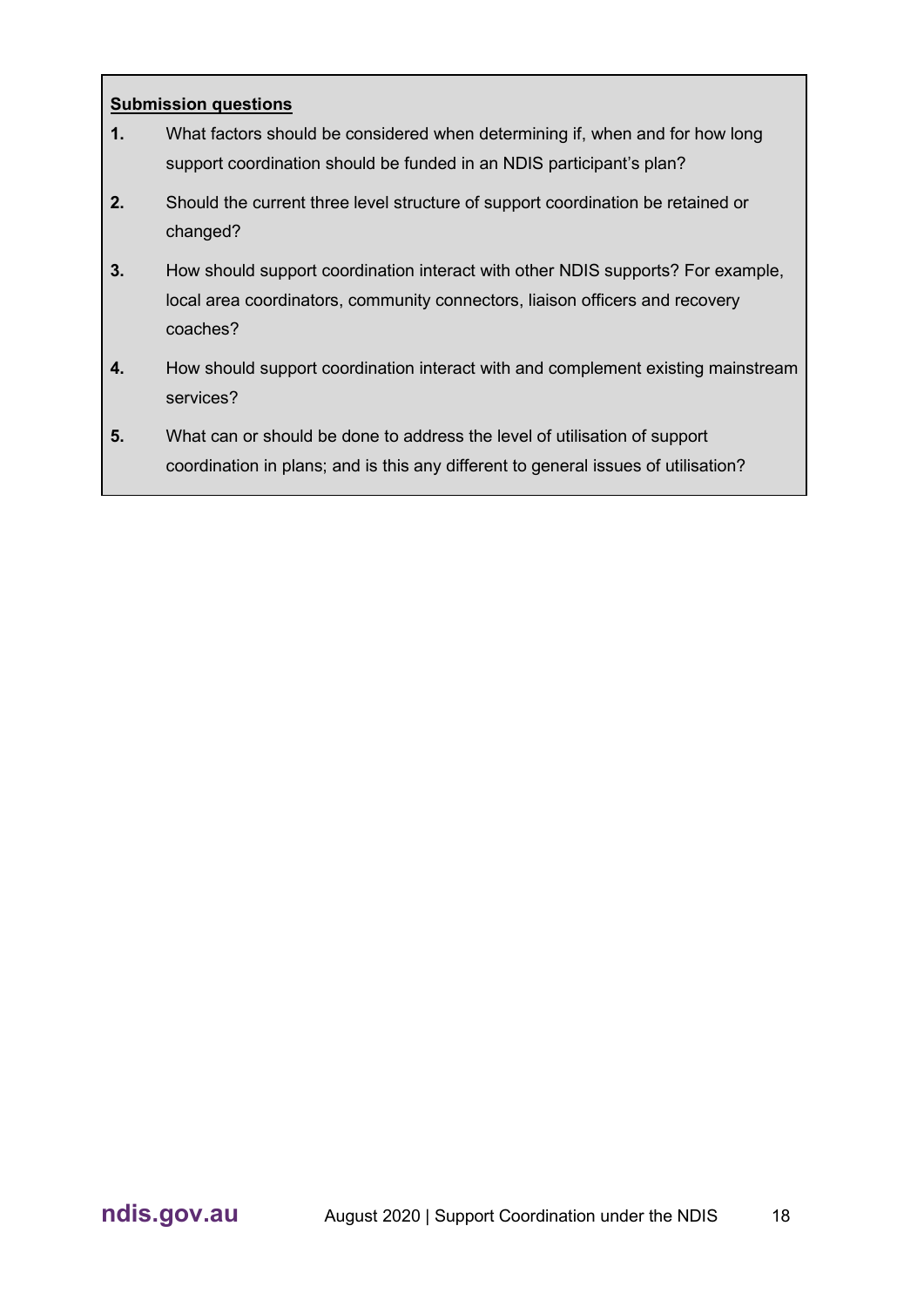**Submission questions**

1. What factors should be considered when determining if, when and for how long support coordination should be funded in an NDIS participant's plan?
2. Should the current three level structure of support coordination be retained or changed?
3. How should support coordination interact with other NDIS supports? For example, local area coordinators, community connectors, liaison officers and recovery coaches?
4. How should support coordination interact with and complement existing mainstream services?
5. What can or should be done to address the level of utilisation of support coordination in plans; and is this any different to general issues of utilisation?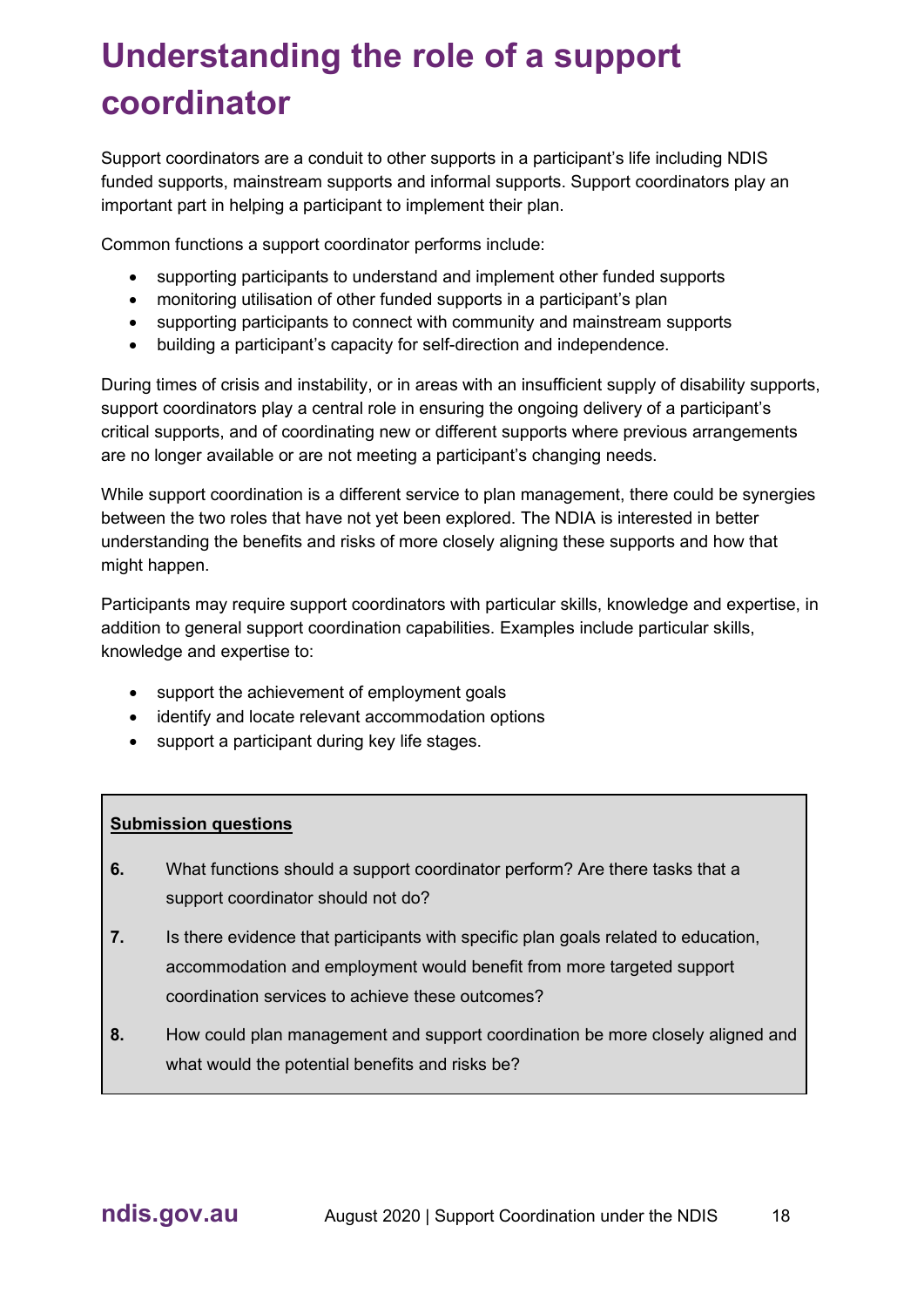# Understanding the role of a support coordinator

Support coordinators are a conduit to other supports in a participant's life including NDIS funded supports, mainstream supports and informal supports. Support coordinators play an important part in helping a participant to implement their plan.

Common functions a support coordinator performs include:

- supporting participants to understand and implement other funded supports
- monitoring utilisation of other funded supports in a participant's plan
- supporting participants to connect with community and mainstream supports
- building a participant's capacity for self-direction and independence.

During times of crisis and instability, or in areas with an insufficient supply of disability supports, support coordinators play a central role in ensuring the ongoing delivery of a participant's critical supports, and of coordinating new or different supports where previous arrangements are no longer available or are not meeting a participant's changing needs.

While support coordination is a different service to plan management, there could be synergies between the two roles that have not yet been explored. The NDIA is interested in better understanding the benefits and risks of more closely aligning these supports and how that might happen.

Participants may require support coordinators with particular skills, knowledge and expertise, in addition to general support coordination capabilities. Examples include particular skills, knowledge and expertise to:

- support the achievement of employment goals
- identify and locate relevant accommodation options
- support a participant during key life stages.

**Submission questions**

**6.** What functions should a support coordinator perform? Are there tasks that a support coordinator should not do?

**7.** Is there evidence that participants with specific plan goals related to education, accommodation and employment would benefit from more targeted support coordination services to achieve these outcomes?

**8.** How could plan management and support coordination be more closely aligned and what would the potential benefits and risks be?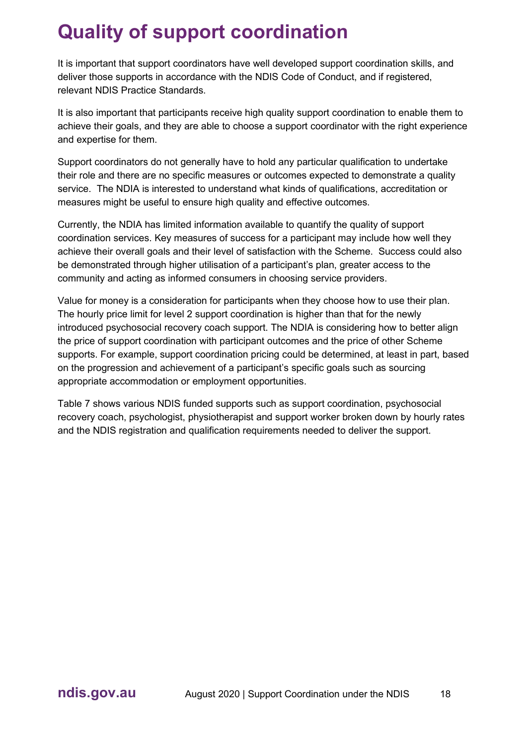# Quality of support coordination

It is important that support coordinators have well developed support coordination skills, and deliver those supports in accordance with the NDIS Code of Conduct, and if registered, relevant NDIS Practice Standards.

It is also important that participants receive high quality support coordination to enable them to achieve their goals, and they are able to choose a support coordinator with the right experience and expertise for them.

Support coordinators do not generally have to hold any particular qualification to undertake their role and there are no specific measures or outcomes expected to demonstrate a quality service. The NDIA is interested to understand what kinds of qualifications, accreditation or measures might be useful to ensure high quality and effective outcomes.

Currently, the NDIA has limited information available to quantify the quality of support coordination services. Key measures of success for a participant may include how well they achieve their overall goals and their level of satisfaction with the Scheme. Success could also be demonstrated through higher utilisation of a participant's plan, greater access to the community and acting as informed consumers in choosing service providers.

Value for money is a consideration for participants when they choose how to use their plan. The hourly price limit for level 2 support coordination is higher than that for the newly introduced psychosocial recovery coach support. The NDIA is considering how to better align the price of support coordination with participant outcomes and the price of other Scheme supports. For example, support coordination pricing could be determined, at least in part, based on the progression and achievement of a participant's specific goals such as sourcing appropriate accommodation or employment opportunities.

Table 7 shows various NDIS funded supports such as support coordination, psychosocial recovery coach, psychologist, physiotherapist and support worker broken down by hourly rates and the NDIS registration and qualification requirements needed to deliver the support.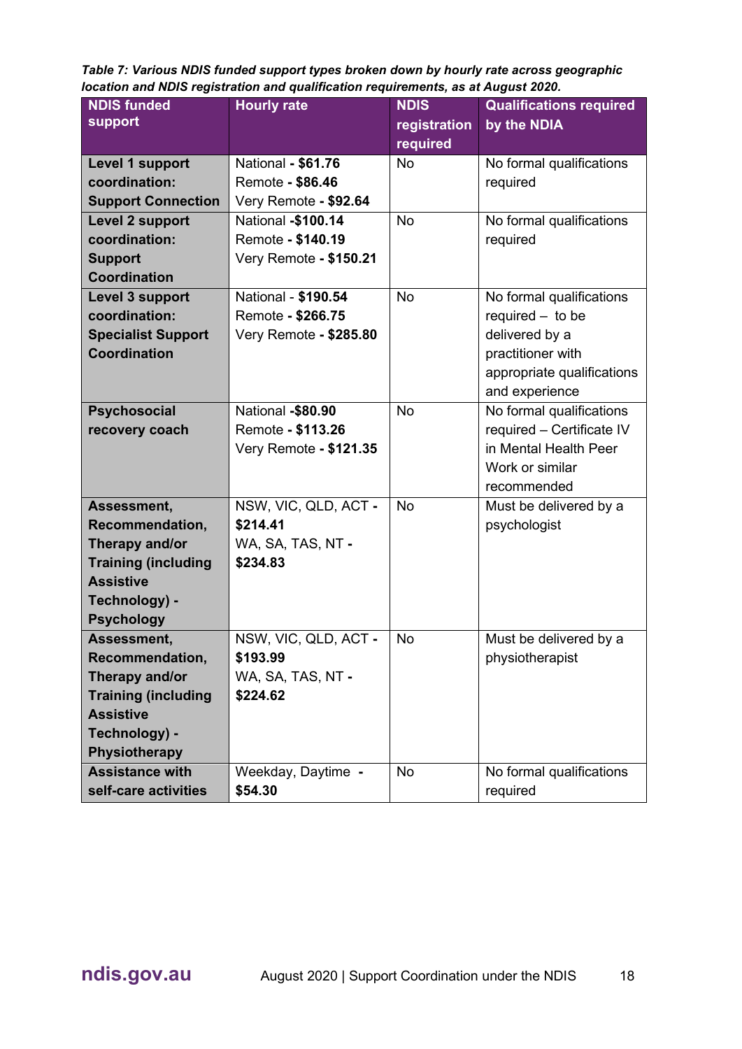*Table 7: Various NDIS funded support types broken down by hourly rate across geographic location and NDIS registration and qualification requirements, as at August 2020.*

| NDIS funded support | Hourly rate | NDIS registration required | Qualifications required by the NDIA |
|---|---|---|---|
| **Level 1 support coordination: Support Connection** | National - **$61.76**<br>Remote - **$86.46**<br>Very Remote - **$92.64** | No | No formal qualifications required |
| **Level 2 support coordination: Support Coordination** | National -**$100.14**<br>Remote - **$140.19**<br>Very Remote - **$150.21** | No | No formal qualifications required |
| **Level 3 support coordination: Specialist Support Coordination** | National - **$190.54**<br>Remote - **$266.75**<br>Very Remote - **$285.80** | No | No formal qualifications required – to be delivered by a practitioner with appropriate qualifications and experience |
| **Psychosocial recovery coach** | National -**$80.90**<br>Remote - **$113.26**<br>Very Remote - **$121.35** | No | No formal qualifications required – Certificate IV in Mental Health Peer Work or similar recommended |
| **Assessment, Recommendation, Therapy and/or Training (including Assistive Technology) - Psychology** | NSW, VIC, QLD, ACT - **$214.41**<br>WA, SA, TAS, NT - **$234.83** | No | Must be delivered by a psychologist |
| **Assessment, Recommendation, Therapy and/or Training (including Assistive Technology) - Physiotherapy** | NSW, VIC, QLD, ACT - **$193.99**<br>WA, SA, TAS, NT - **$224.62** | No | Must be delivered by a physiotherapist |
| **Assistance with self-care activities** | Weekday, Daytime - **$54.30** | No | No formal qualifications required |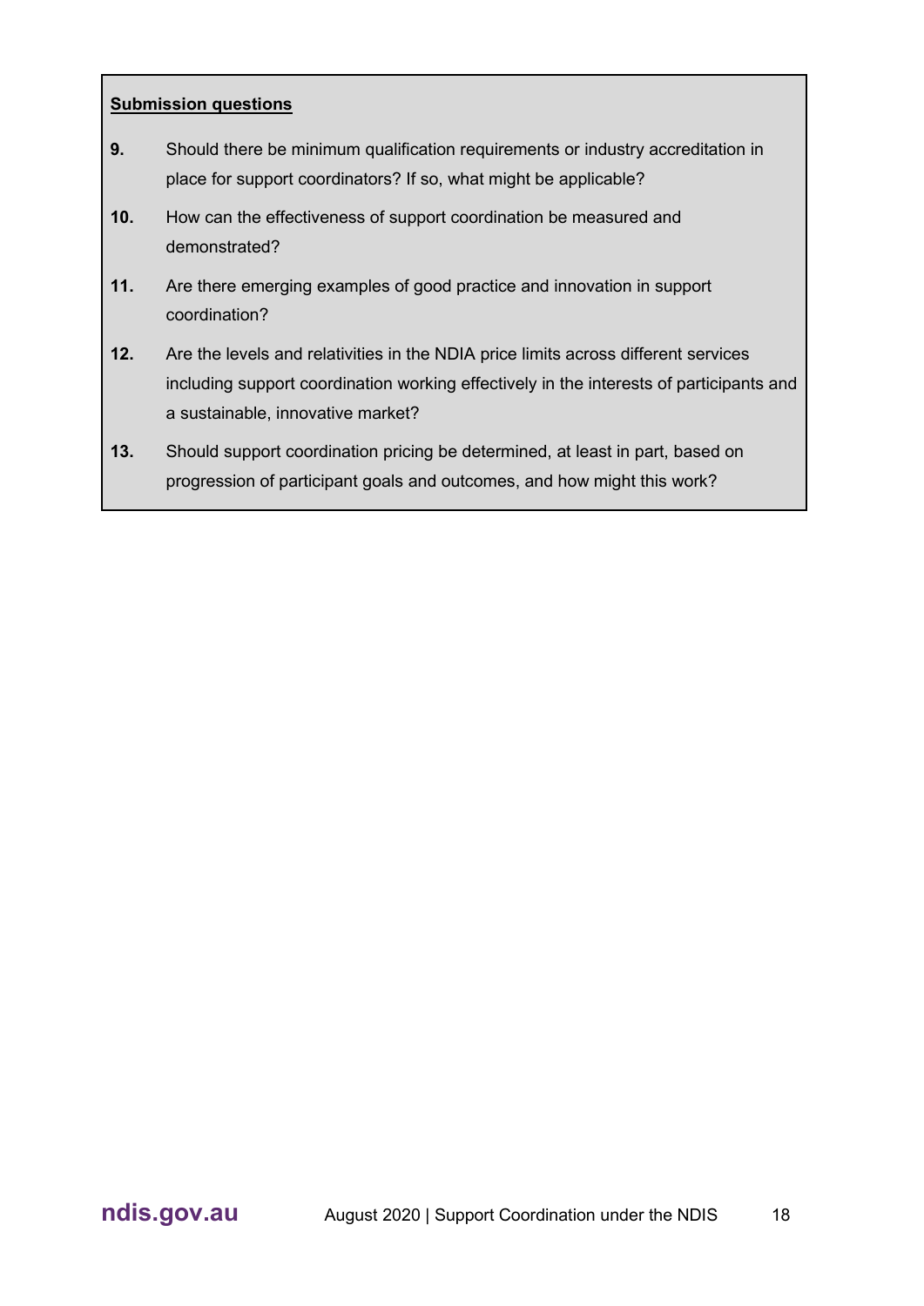**Submission questions**

**9.** Should there be minimum qualification requirements or industry accreditation in place for support coordinators? If so, what might be applicable?

**10.** How can the effectiveness of support coordination be measured and demonstrated?

**11.** Are there emerging examples of good practice and innovation in support coordination?

**12.** Are the levels and relativities in the NDIA price limits across different services including support coordination working effectively in the interests of participants and a sustainable, innovative market?

**13.** Should support coordination pricing be determined, at least in part, based on progression of participant goals and outcomes, and how might this work?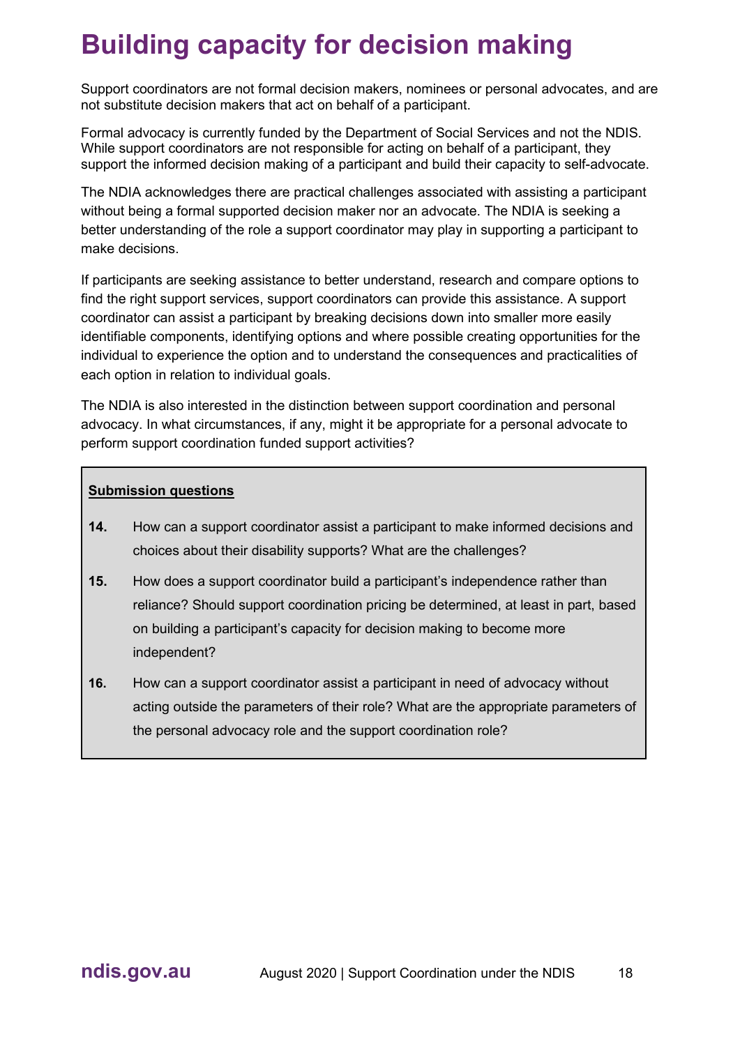# Building capacity for decision making

Support coordinators are not formal decision makers, nominees or personal advocates, and are not substitute decision makers that act on behalf of a participant.

Formal advocacy is currently funded by the Department of Social Services and not the NDIS. While support coordinators are not responsible for acting on behalf of a participant, they support the informed decision making of a participant and build their capacity to self-advocate.

The NDIA acknowledges there are practical challenges associated with assisting a participant without being a formal supported decision maker nor an advocate. The NDIA is seeking a better understanding of the role a support coordinator may play in supporting a participant to make decisions.

If participants are seeking assistance to better understand, research and compare options to find the right support services, support coordinators can provide this assistance. A support coordinator can assist a participant by breaking decisions down into smaller more easily identifiable components, identifying options and where possible creating opportunities for the individual to experience the option and to understand the consequences and practicalities of each option in relation to individual goals.

The NDIA is also interested in the distinction between support coordination and personal advocacy. In what circumstances, if any, might it be appropriate for a personal advocate to perform support coordination funded support activities?

**Submission questions**

**14.** How can a support coordinator assist a participant to make informed decisions and choices about their disability supports? What are the challenges?

**15.** How does a support coordinator build a participant's independence rather than reliance? Should support coordination pricing be determined, at least in part, based on building a participant's capacity for decision making to become more independent?

**16.** How can a support coordinator assist a participant in need of advocacy without acting outside the parameters of their role? What are the appropriate parameters of the personal advocacy role and the support coordination role?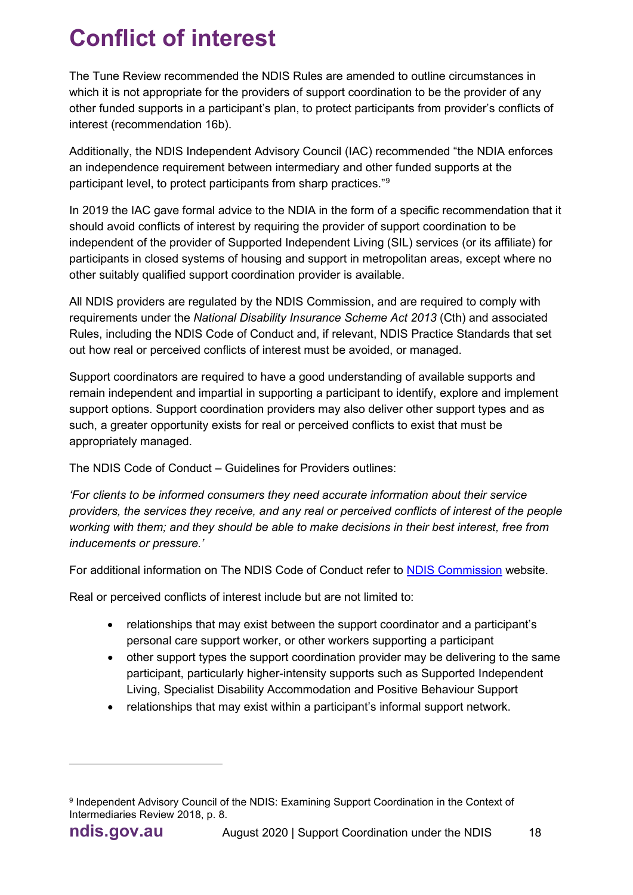# Conflict of interest

The Tune Review recommended the NDIS Rules are amended to outline circumstances in which it is not appropriate for the providers of support coordination to be the provider of any other funded supports in a participant's plan, to protect participants from provider's conflicts of interest (recommendation 16b).

Additionally, the NDIS Independent Advisory Council (IAC) recommended "the NDIA enforces an independence requirement between intermediary and other funded supports at the participant level, to protect participants from sharp practices."[9]

In 2019 the IAC gave formal advice to the NDIA in the form of a specific recommendation that it should avoid conflicts of interest by requiring the provider of support coordination to be independent of the provider of Supported Independent Living (SIL) services (or its affiliate) for participants in closed systems of housing and support in metropolitan areas, except where no other suitably qualified support coordination provider is available.

All NDIS providers are regulated by the NDIS Commission, and are required to comply with requirements under the *National Disability Insurance Scheme Act 2013* (Cth) and associated Rules, including the NDIS Code of Conduct and, if relevant, NDIS Practice Standards that set out how real or perceived conflicts of interest must be avoided, or managed.

Support coordinators are required to have a good understanding of available supports and remain independent and impartial in supporting a participant to identify, explore and implement support options. Support coordination providers may also deliver other support types and as such, a greater opportunity exists for real or perceived conflicts to exist that must be appropriately managed.

The NDIS Code of Conduct – Guidelines for Providers outlines:

*'For clients to be informed consumers they need accurate information about their service providers, the services they receive, and any real or perceived conflicts of interest of the people working with them; and they should be able to make decisions in their best interest, free from inducements or pressure.'*

For additional information on The NDIS Code of Conduct refer to [NDIS Commission](#) website.

Real or perceived conflicts of interest include but are not limited to:

- relationships that may exist between the support coordinator and a participant's personal care support worker, or other workers supporting a participant
- other support types the support coordination provider may be delivering to the same participant, particularly higher-intensity supports such as Supported Independent Living, Specialist Disability Accommodation and Positive Behaviour Support
- relationships that may exist within a participant's informal support network.

---

[9] Independent Advisory Council of the NDIS: Examining Support Coordination in the Context of Intermediaries Review 2018, p. 8.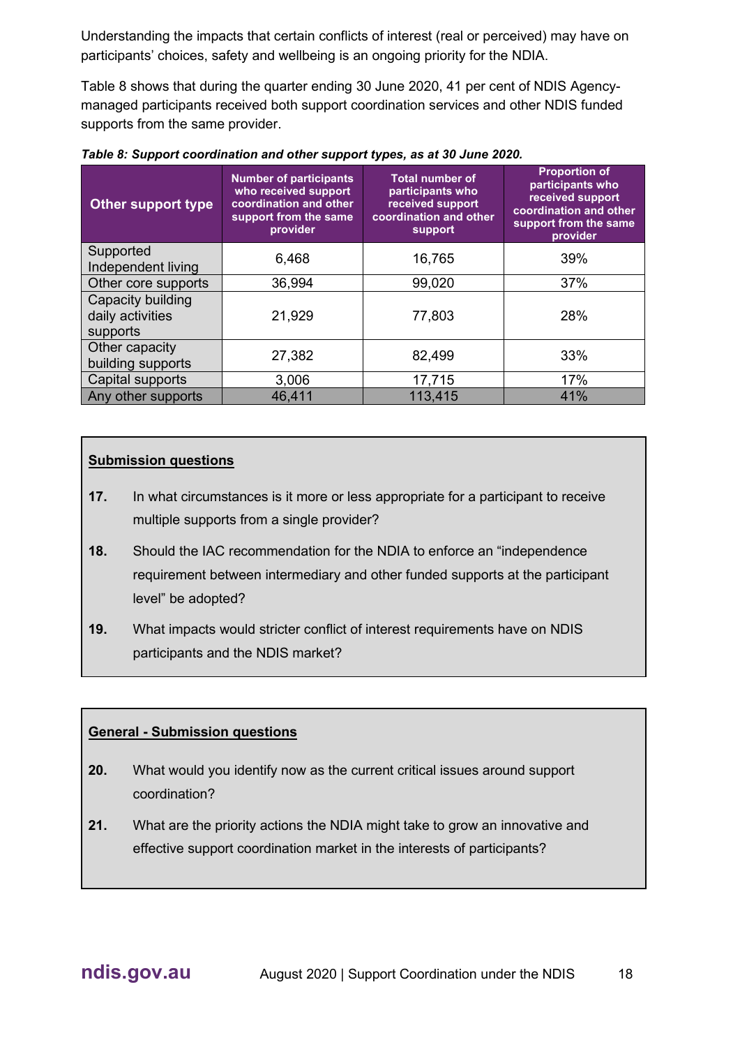Understanding the impacts that certain conflicts of interest (real or perceived) may have on participants' choices, safety and wellbeing is an ongoing priority for the NDIA.

Table 8 shows that during the quarter ending 30 June 2020, 41 per cent of NDIS Agency-managed participants received both support coordination services and other NDIS funded supports from the same provider.

***Table 8: Support coordination and other support types, as at 30 June 2020.***

| Other support type | Number of participants who received support coordination and other support from the same provider | Total number of participants who received support coordination and other support | Proportion of participants who received support coordination and other support from the same provider |
|---|---|---|---|
| Supported Independent living | 6,468 | 16,765 | 39% |
| Other core supports | 36,994 | 99,020 | 37% |
| Capacity building daily activities supports | 21,929 | 77,803 | 28% |
| Other capacity building supports | 27,382 | 82,499 | 33% |
| Capital supports | 3,006 | 17,715 | 17% |
| Any other supports | 46,411 | 113,415 | 41% |

**<u>Submission questions</u>**

**17.** In what circumstances is it more or less appropriate for a participant to receive multiple supports from a single provider?

**18.** Should the IAC recommendation for the NDIA to enforce an "independence requirement between intermediary and other funded supports at the participant level" be adopted?

**19.** What impacts would stricter conflict of interest requirements have on NDIS participants and the NDIS market?

**<u>General - Submission questions</u>**

**20.** What would you identify now as the current critical issues around support coordination?

**21.** What are the priority actions the NDIA might take to grow an innovative and effective support coordination market in the interests of participants?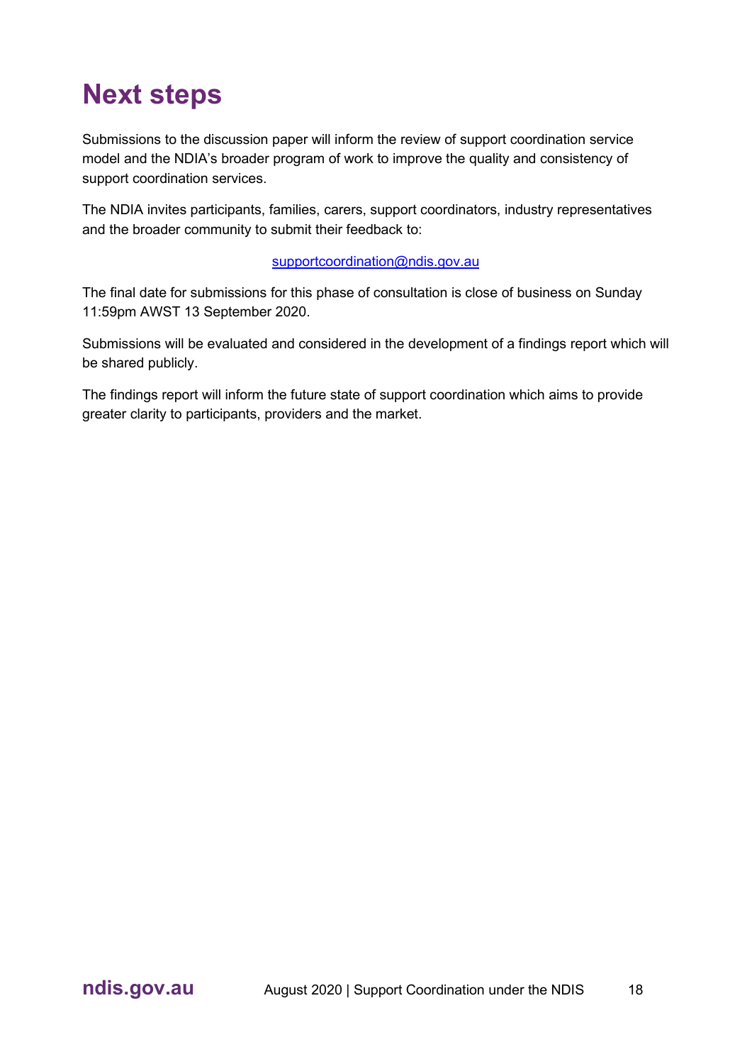# Next steps

Submissions to the discussion paper will inform the review of support coordination service model and the NDIA's broader program of work to improve the quality and consistency of support coordination services.

The NDIA invites participants, families, carers, support coordinators, industry representatives and the broader community to submit their feedback to:

supportcoordination@ndis.gov.au

The final date for submissions for this phase of consultation is close of business on Sunday 11:59pm AWST 13 September 2020.

Submissions will be evaluated and considered in the development of a findings report which will be shared publicly.

The findings report will inform the future state of support coordination which aims to provide greater clarity to participants, providers and the market.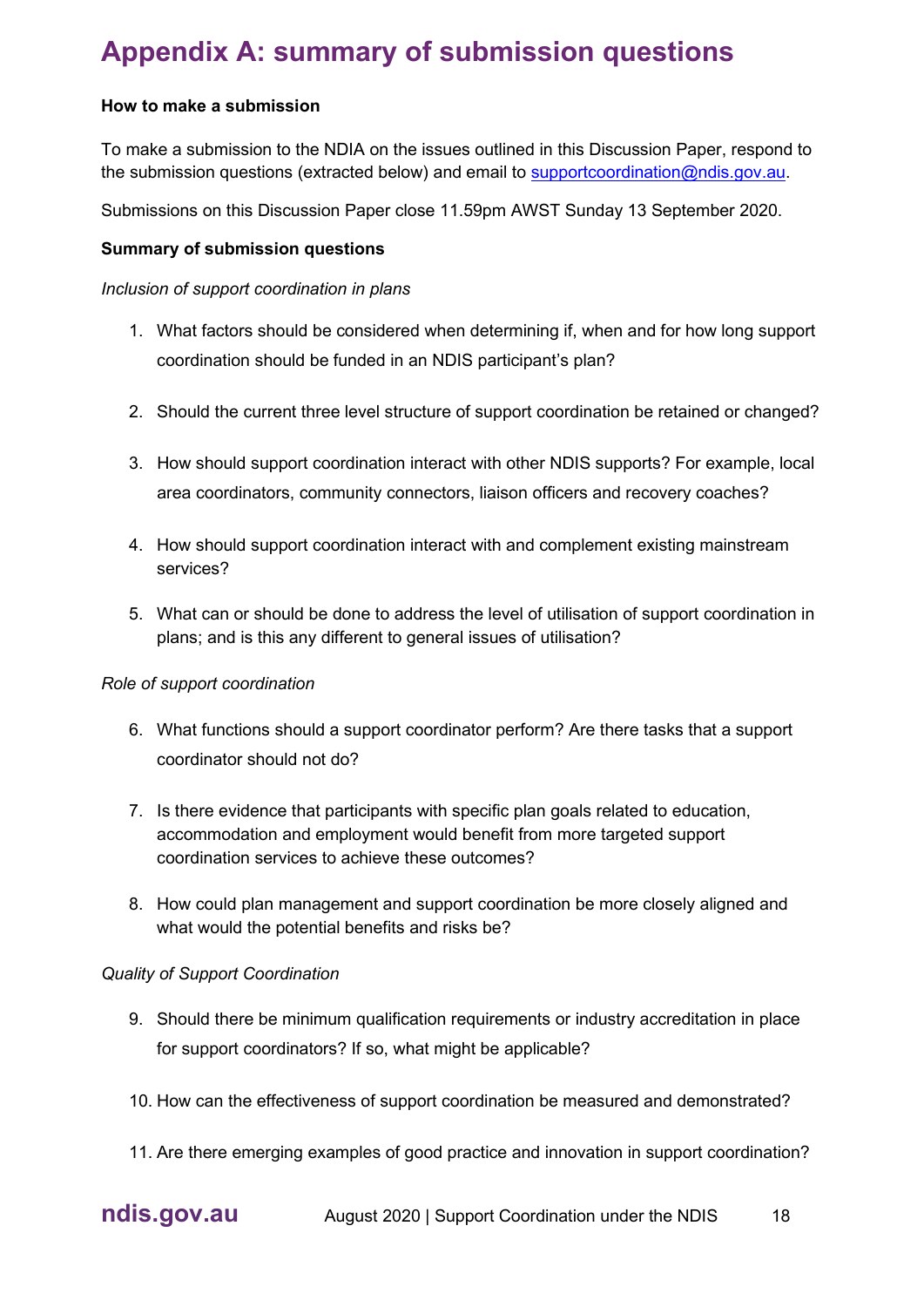# Appendix A: summary of submission questions

**How to make a submission**

To make a submission to the NDIA on the issues outlined in this Discussion Paper, respond to the submission questions (extracted below) and email to supportcoordination@ndis.gov.au.

Submissions on this Discussion Paper close 11.59pm AWST Sunday 13 September 2020.

**Summary of submission questions**

*Inclusion of support coordination in plans*

1. What factors should be considered when determining if, when and for how long support coordination should be funded in an NDIS participant's plan?
2. Should the current three level structure of support coordination be retained or changed?
3. How should support coordination interact with other NDIS supports? For example, local area coordinators, community connectors, liaison officers and recovery coaches?
4. How should support coordination interact with and complement existing mainstream services?
5. What can or should be done to address the level of utilisation of support coordination in plans; and is this any different to general issues of utilisation?

*Role of support coordination*

6. What functions should a support coordinator perform? Are there tasks that a support coordinator should not do?
7. Is there evidence that participants with specific plan goals related to education, accommodation and employment would benefit from more targeted support coordination services to achieve these outcomes?
8. How could plan management and support coordination be more closely aligned and what would the potential benefits and risks be?

*Quality of Support Coordination*

9. Should there be minimum qualification requirements or industry accreditation in place for support coordinators? If so, what might be applicable?
10. How can the effectiveness of support coordination be measured and demonstrated?
11. Are there emerging examples of good practice and innovation in support coordination?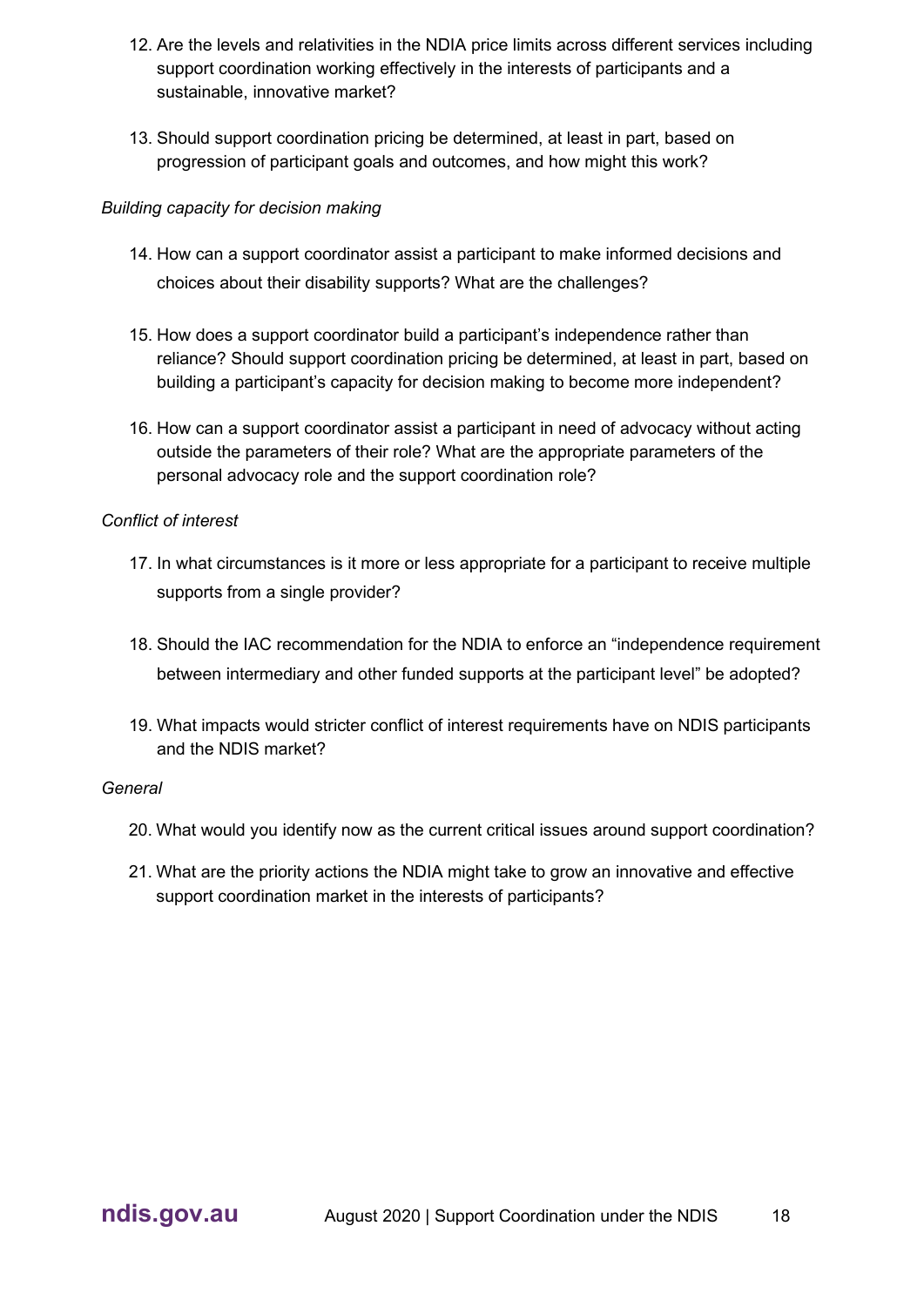12. Are the levels and relativities in the NDIA price limits across different services including support coordination working effectively in the interests of participants and a sustainable, innovative market?

13. Should support coordination pricing be determined, at least in part, based on progression of participant goals and outcomes, and how might this work?

*Building capacity for decision making*

14. How can a support coordinator assist a participant to make informed decisions and choices about their disability supports? What are the challenges?

15. How does a support coordinator build a participant's independence rather than reliance? Should support coordination pricing be determined, at least in part, based on building a participant's capacity for decision making to become more independent?

16. How can a support coordinator assist a participant in need of advocacy without acting outside the parameters of their role? What are the appropriate parameters of the personal advocacy role and the support coordination role?

*Conflict of interest*

17. In what circumstances is it more or less appropriate for a participant to receive multiple supports from a single provider?

18. Should the IAC recommendation for the NDIA to enforce an "independence requirement between intermediary and other funded supports at the participant level" be adopted?

19. What impacts would stricter conflict of interest requirements have on NDIS participants and the NDIS market?

*General*

20. What would you identify now as the current critical issues around support coordination?

21. What are the priority actions the NDIA might take to grow an innovative and effective support coordination market in the interests of participants?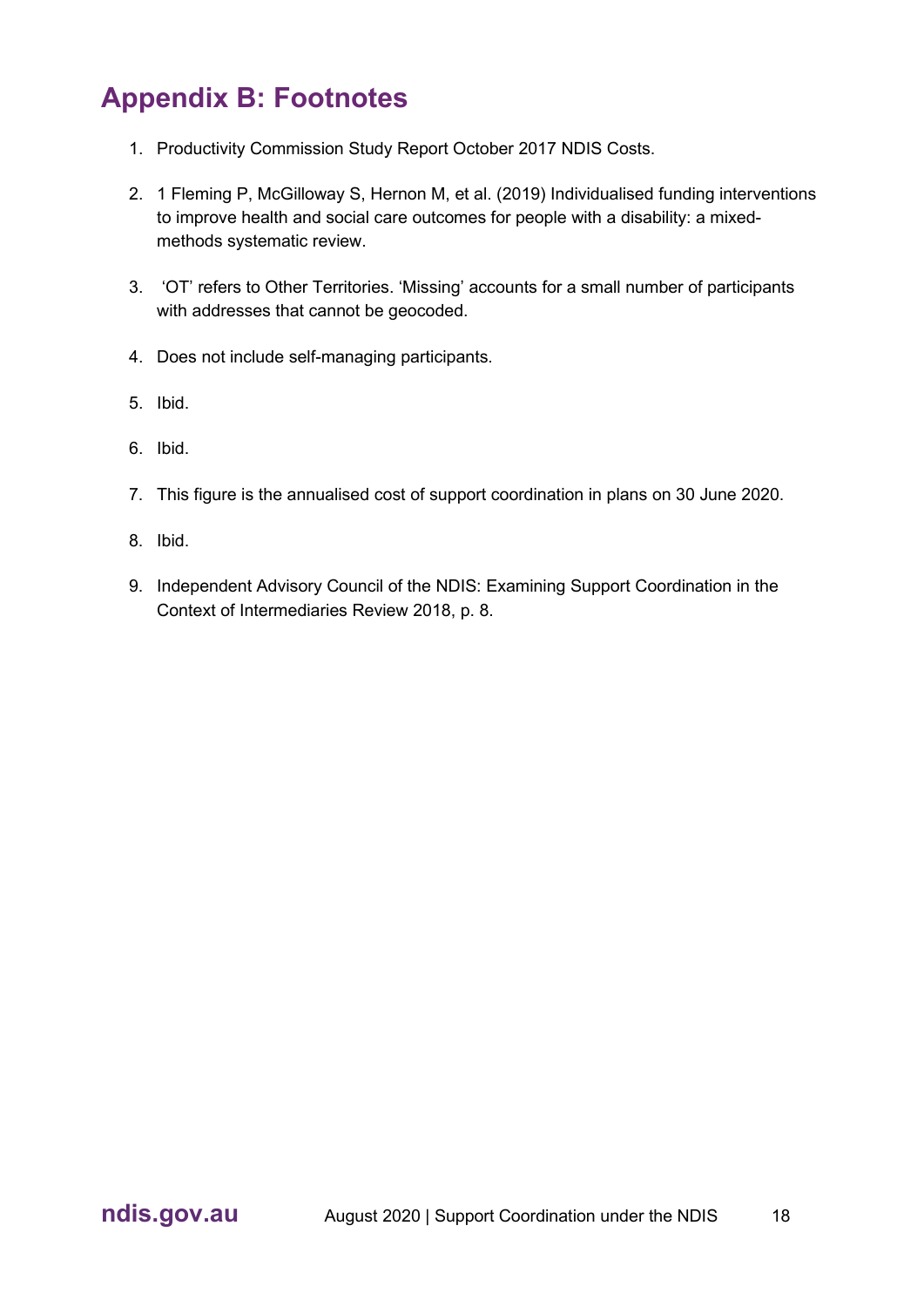# Appendix B: Footnotes

1. Productivity Commission Study Report October 2017 NDIS Costs.
2. 1 Fleming P, McGilloway S, Hernon M, et al. (2019) Individualised funding interventions to improve health and social care outcomes for people with a disability: a mixed-methods systematic review.
3. 'OT' refers to Other Territories. 'Missing' accounts for a small number of participants with addresses that cannot be geocoded.
4. Does not include self-managing participants.
5. Ibid.
6. Ibid.
7. This figure is the annualised cost of support coordination in plans on 30 June 2020.
8. Ibid.
9. Independent Advisory Council of the NDIS: Examining Support Coordination in the Context of Intermediaries Review 2018, p. 8.